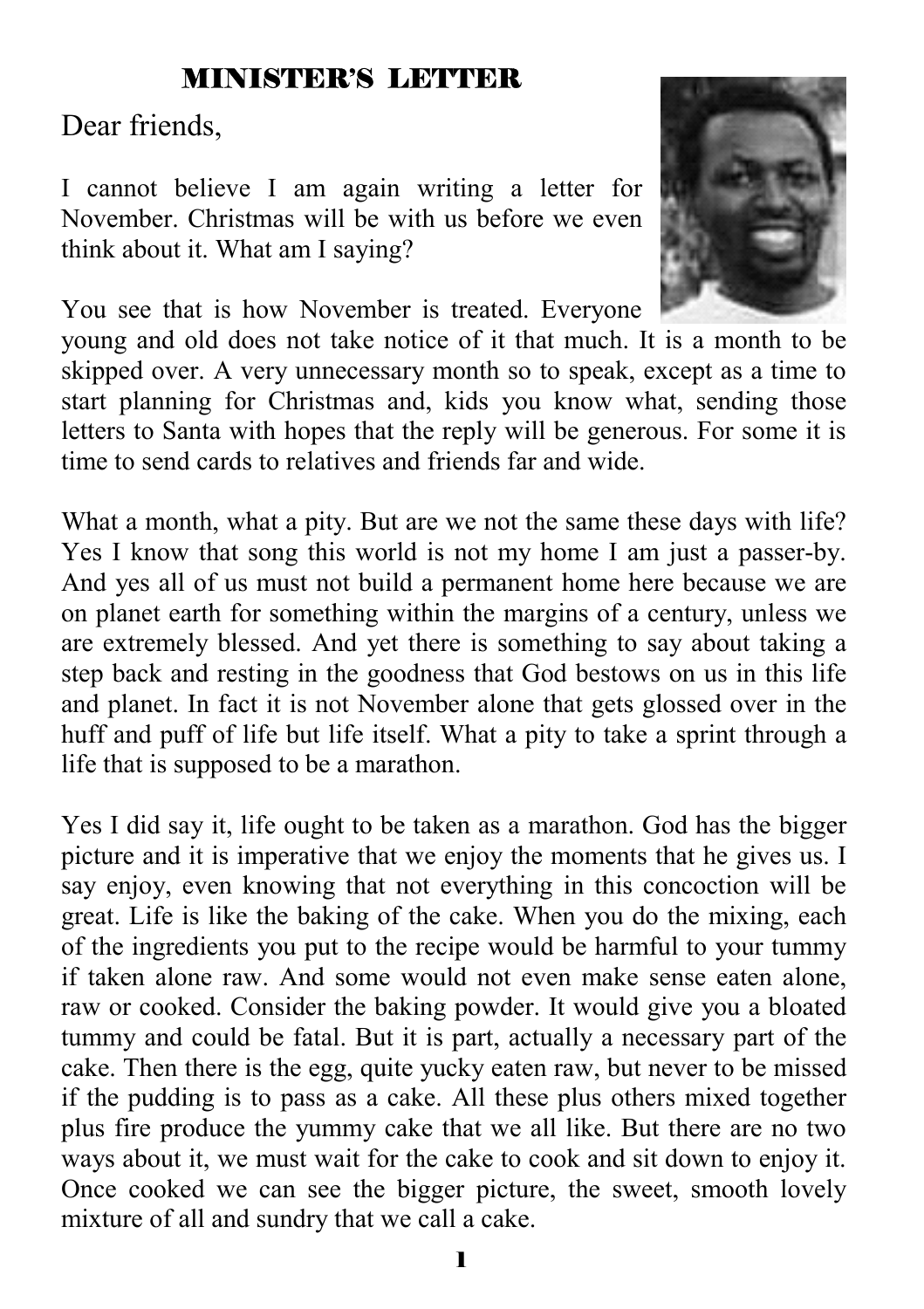## MINISTER'S LETTER

Dear friends,

I cannot believe I am again writing a letter for November. Christmas will be with us before we even think about it. What am I saying?

You see that is how November is treated. Everyone young and old does not take notice of it that much. It is a month to be skipped over. A very unnecessary month so to speak, except as a time to start planning for Christmas and, kids you know what, sending those letters to Santa with hopes that the reply will be generous. For some it is time to send cards to relatives and friends far and wide.

What a month, what a pity. But are we not the same these days with life? Yes I know that song this world is not my home I am just a passer-by. And yes all of us must not build a permanent home here because we are on planet earth for something within the margins of a century, unless we are extremely blessed. And yet there is something to say about taking a step back and resting in the goodness that God bestows on us in this life and planet. In fact it is not November alone that gets glossed over in the huff and puff of life but life itself. What a pity to take a sprint through a life that is supposed to be a marathon.

Yes I did say it, life ought to be taken as a marathon. God has the bigger picture and it is imperative that we enjoy the moments that he gives us. I say enjoy, even knowing that not everything in this concoction will be great. Life is like the baking of the cake. When you do the mixing, each of the ingredients you put to the recipe would be harmful to your tummy if taken alone raw. And some would not even make sense eaten alone, raw or cooked. Consider the baking powder. It would give you a bloated tummy and could be fatal. But it is part, actually a necessary part of the cake. Then there is the egg, quite yucky eaten raw, but never to be missed if the pudding is to pass as a cake. All these plus others mixed together plus fire produce the yummy cake that we all like. But there are no two ways about it, we must wait for the cake to cook and sit down to enjoy it. Once cooked we can see the bigger picture, the sweet, smooth lovely mixture of all and sundry that we call a cake.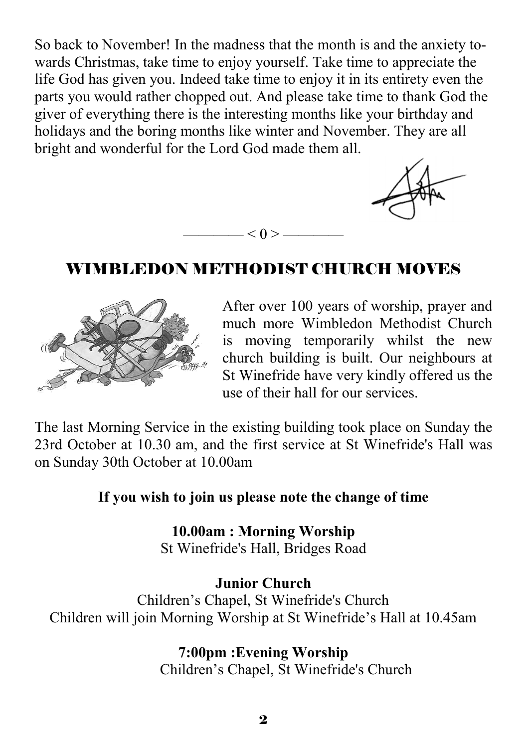So back to November! In the madness that the month is and the anxiety towards Christmas, take time to enjoy yourself. Take time to appreciate the life God has given you. Indeed take time to enjoy it in its entirety even the parts you would rather chopped out. And please take time to thank God the giver of everything there is the interesting months like your birthday and holidays and the boring months like winter and November. They are all bright and wonderful for the Lord God made them all.

———— < 0 > ————

## WIMBLEDON METHODIST CHURCH MOVES

After over 100 years of worship, prayer and much more Wimbledon Methodist Church is moving temporarily whilst the new church building is built. Our neighbours at St Winefride have very kindly offered us the use of their hall for our services.

The last Morning Service in the existing building took place on Sunday the 23rd October at 10.30 am, and the first service at St Winefride's Hall was on Sunday 30th October at 10.00am

**If you wish to join us please note the change of time**

**10.00am : Morning Worship**
St Winefride's Hall, Bridges Road

**Junior Church**
Children's Chapel, St Winefride's Church
Children will join Morning Worship at St Winefride's Hall at 10.45am

**7:00pm :Evening Worship**
Children's Chapel, St Winefride's Church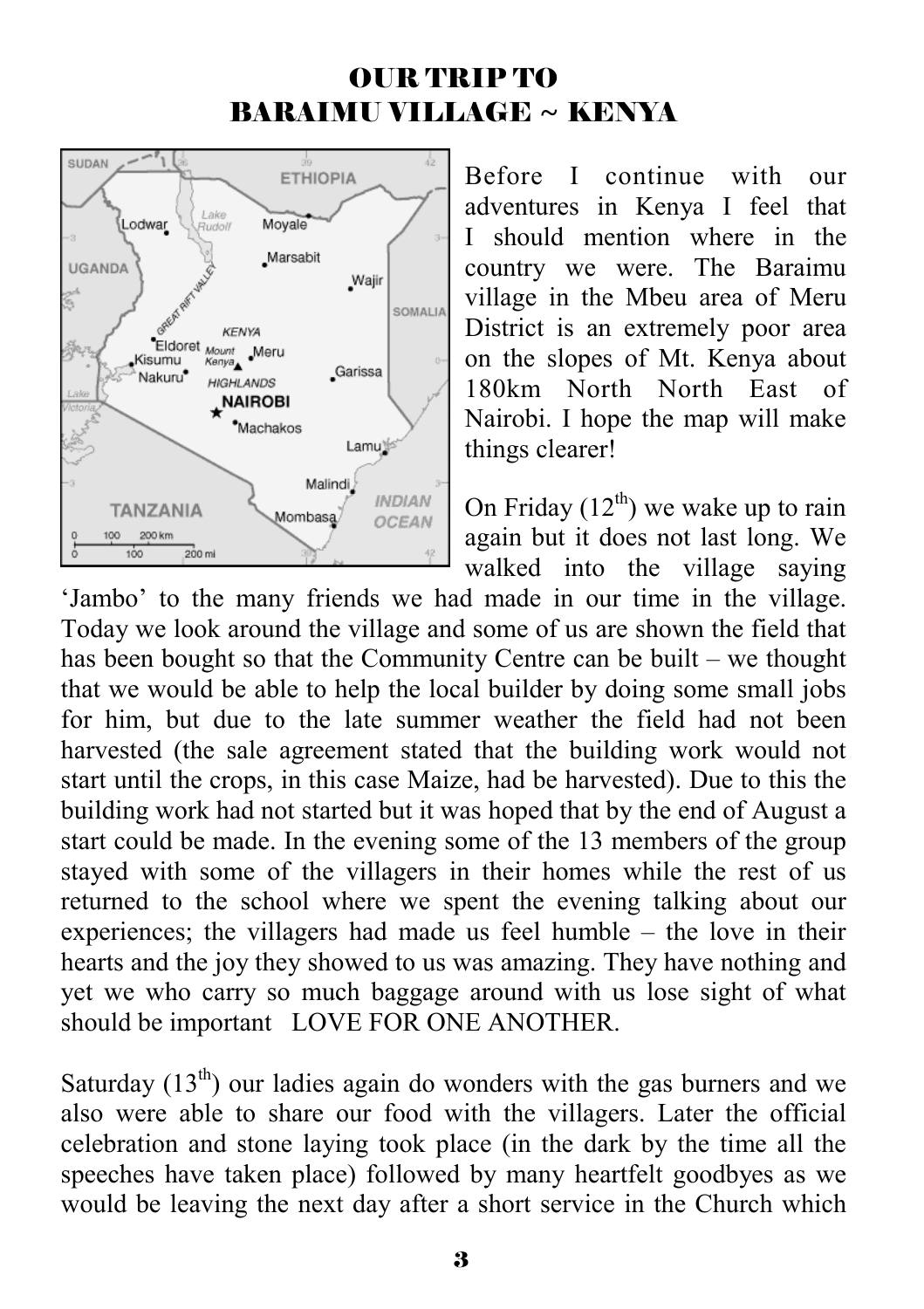# OUR TRIP TO BARAIMU VILLAGE ~ KENYA

Before I continue with our adventures in Kenya I feel that I should mention where in the country we were. The Baraimu village in the Mbeu area of Meru District is an extremely poor area on the slopes of Mt. Kenya about 180km North North East of Nairobi. I hope the map will make things clearer!

On Friday (12th) we wake up to rain again but it does not last long. We walked into the village saying 'Jambo' to the many friends we had made in our time in the village. Today we look around the village and some of us are shown the field that has been bought so that the Community Centre can be built – we thought that we would be able to help the local builder by doing some small jobs for him, but due to the late summer weather the field had not been harvested (the sale agreement stated that the building work would not start until the crops, in this case Maize, had be harvested). Due to this the building work had not started but it was hoped that by the end of August a start could be made. In the evening some of the 13 members of the group stayed with some of the villagers in their homes while the rest of us returned to the school where we spent the evening talking about our experiences; the villagers had made us feel humble – the love in their hearts and the joy they showed to us was amazing. They have nothing and yet we who carry so much baggage around with us lose sight of what should be important LOVE FOR ONE ANOTHER.

Saturday (13th) our ladies again do wonders with the gas burners and we also were able to share our food with the villagers. Later the official celebration and stone laying took place (in the dark by the time all the speeches have taken place) followed by many heartfelt goodbyes as we would be leaving the next day after a short service in the Church which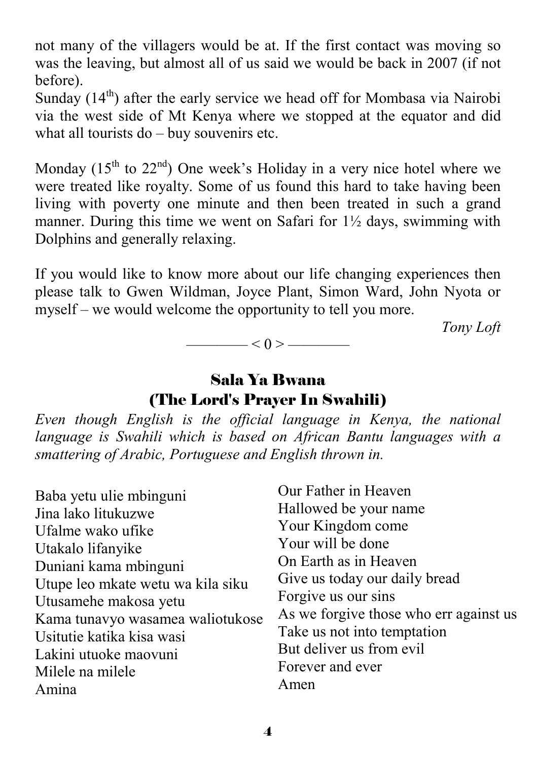not many of the villagers would be at. If the first contact was moving so was the leaving, but almost all of us said we would be back in 2007 (if not before).

Sunday (14th) after the early service we head off for Mombasa via Nairobi via the west side of Mt Kenya where we stopped at the equator and did what all tourists do – buy souvenirs etc.

Monday (15th to 22nd) One week's Holiday in a very nice hotel where we were treated like royalty. Some of us found this hard to take having been living with poverty one minute and then been treated in such a grand manner. During this time we went on Safari for 1½ days, swimming with Dolphins and generally relaxing.

If you would like to know more about our life changing experiences then please talk to Gwen Wildman, Joyce Plant, Simon Ward, John Nyota or myself – we would welcome the opportunity to tell you more.

*Tony Loft*

———— < 0 > ————

## Sala Ya Bwana
## (The Lord's Prayer In Swahili)

*Even though English is the official language in Kenya, the national language is Swahili which is based on African Bantu languages with a smattering of Arabic, Portuguese and English thrown in.*

| Swahili | English |
|---|---|
| Baba yetu ulie mbinguni | Our Father in Heaven |
| Jina lako litukuzwe | Hallowed be your name |
| Ufalme wako ufike | Your Kingdom come |
| Utakalo lifanyike | Your will be done |
| Duniani kama mbinguni | On Earth as in Heaven |
| Utupe leo mkate wetu wa kila siku | Give us today our daily bread |
| Utusamehe makosa yetu | Forgive us our sins |
| Kama tunavyo wasamea waliotukose | As we forgive those who err against us |
| Usitutie katika kisa wasi | Take us not into temptation |
| Lakini utuoke maovuni | But deliver us from evil |
| Milele na milele | Forever and ever |
| Amina | Amen |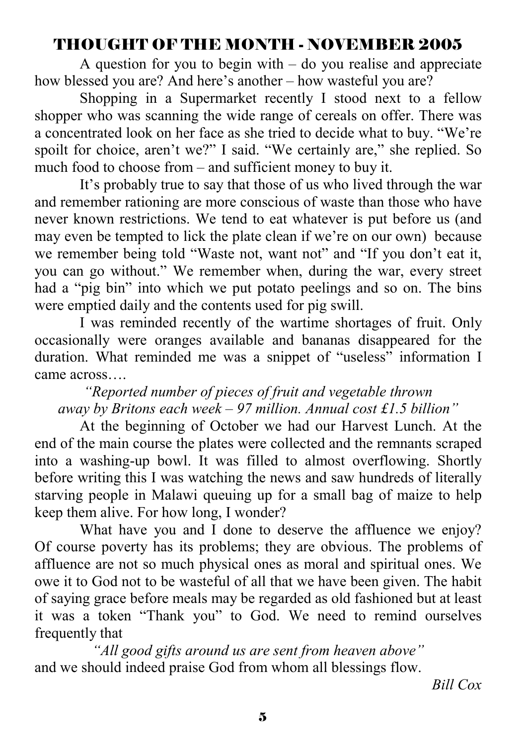## THOUGHT OF THE MONTH - NOVEMBER 2005

A question for you to begin with – do you realise and appreciate how blessed you are? And here's another – how wasteful you are?

Shopping in a Supermarket recently I stood next to a fellow shopper who was scanning the wide range of cereals on offer. There was a concentrated look on her face as she tried to decide what to buy. "We're spoilt for choice, aren't we?" I said. "We certainly are," she replied. So much food to choose from – and sufficient money to buy it.

It's probably true to say that those of us who lived through the war and remember rationing are more conscious of waste than those who have never known restrictions. We tend to eat whatever is put before us (and may even be tempted to lick the plate clean if we're on our own) because we remember being told "Waste not, want not" and "If you don't eat it, you can go without." We remember when, during the war, every street had a "pig bin" into which we put potato peelings and so on. The bins were emptied daily and the contents used for pig swill.

I was reminded recently of the wartime shortages of fruit. Only occasionally were oranges available and bananas disappeared for the duration. What reminded me was a snippet of "useless" information I came across….

*"Reported number of pieces of fruit and vegetable thrown away by Britons each week – 97 million. Annual cost £1.5 billion"*

At the beginning of October we had our Harvest Lunch. At the end of the main course the plates were collected and the remnants scraped into a washing-up bowl. It was filled to almost overflowing. Shortly before writing this I was watching the news and saw hundreds of literally starving people in Malawi queuing up for a small bag of maize to help keep them alive. For how long, I wonder?

What have you and I done to deserve the affluence we enjoy? Of course poverty has its problems; they are obvious. The problems of affluence are not so much physical ones as moral and spiritual ones. We owe it to God not to be wasteful of all that we have been given. The habit of saying grace before meals may be regarded as old fashioned but at least it was a token "Thank you" to God. We need to remind ourselves frequently that

*"All good gifts around us are sent from heaven above"*

and we should indeed praise God from whom all blessings flow.

*Bill Cox*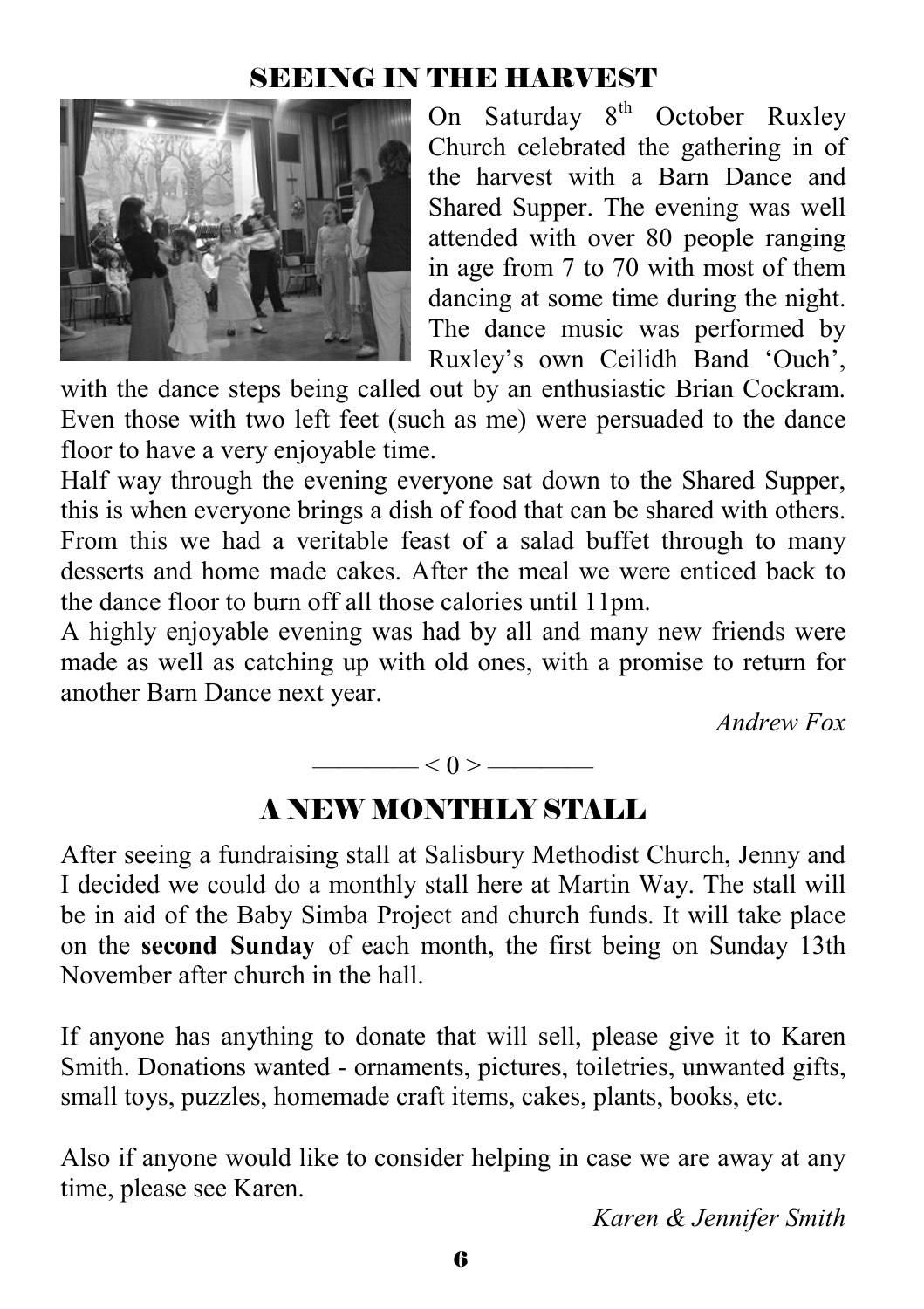## SEEING IN THE HARVEST

On Saturday 8th October Ruxley Church celebrated the gathering in of the harvest with a Barn Dance and Shared Supper. The evening was well attended with over 80 people ranging in age from 7 to 70 with most of them dancing at some time during the night. The dance music was performed by Ruxley's own Ceilidh Band 'Ouch', with the dance steps being called out by an enthusiastic Brian Cockram. Even those with two left feet (such as me) were persuaded to the dance floor to have a very enjoyable time.

Half way through the evening everyone sat down to the Shared Supper, this is when everyone brings a dish of food that can be shared with others. From this we had a veritable feast of a salad buffet through to many desserts and home made cakes. After the meal we were enticed back to the dance floor to burn off all those calories until 11pm.

A highly enjoyable evening was had by all and many new friends were made as well as catching up with old ones, with a promise to return for another Barn Dance next year.

*Andrew Fox*

———— < 0 > ————

## A NEW MONTHLY STALL

After seeing a fundraising stall at Salisbury Methodist Church, Jenny and I decided we could do a monthly stall here at Martin Way. The stall will be in aid of the Baby Simba Project and church funds. It will take place on the **second Sunday** of each month, the first being on Sunday 13th November after church in the hall.

If anyone has anything to donate that will sell, please give it to Karen Smith. Donations wanted - ornaments, pictures, toiletries, unwanted gifts, small toys, puzzles, homemade craft items, cakes, plants, books, etc.

Also if anyone would like to consider helping in case we are away at any time, please see Karen.

*Karen & Jennifer Smith*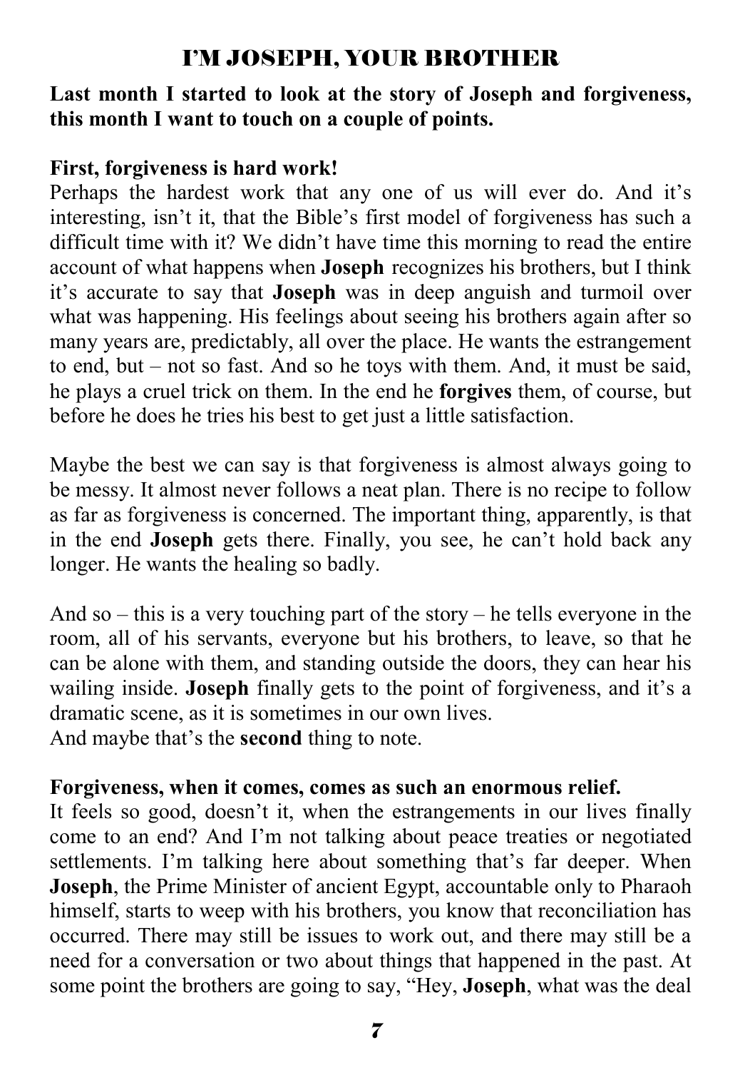# I'M JOSEPH, YOUR BROTHER

**Last month I started to look at the story of Joseph and forgiveness, this month I want to touch on a couple of points.**

**First, forgiveness is hard work!**

Perhaps the hardest work that any one of us will ever do. And it's interesting, isn't it, that the Bible's first model of forgiveness has such a difficult time with it? We didn't have time this morning to read the entire account of what happens when **Joseph** recognizes his brothers, but I think it's accurate to say that **Joseph** was in deep anguish and turmoil over what was happening. His feelings about seeing his brothers again after so many years are, predictably, all over the place. He wants the estrangement to end, but – not so fast. And so he toys with them. And, it must be said, he plays a cruel trick on them. In the end he **forgives** them, of course, but before he does he tries his best to get just a little satisfaction.

Maybe the best we can say is that forgiveness is almost always going to be messy. It almost never follows a neat plan. There is no recipe to follow as far as forgiveness is concerned. The important thing, apparently, is that in the end **Joseph** gets there. Finally, you see, he can't hold back any longer. He wants the healing so badly.

And so – this is a very touching part of the story – he tells everyone in the room, all of his servants, everyone but his brothers, to leave, so that he can be alone with them, and standing outside the doors, they can hear his wailing inside. **Joseph** finally gets to the point of forgiveness, and it's a dramatic scene, as it is sometimes in our own lives.
And maybe that's the **second** thing to note.

**Forgiveness, when it comes, comes as such an enormous relief.**

It feels so good, doesn't it, when the estrangements in our lives finally come to an end? And I'm not talking about peace treaties or negotiated settlements. I'm talking here about something that's far deeper. When **Joseph**, the Prime Minister of ancient Egypt, accountable only to Pharaoh himself, starts to weep with his brothers, you know that reconciliation has occurred. There may still be issues to work out, and there may still be a need for a conversation or two about things that happened in the past. At some point the brothers are going to say, "Hey, **Joseph**, what was the deal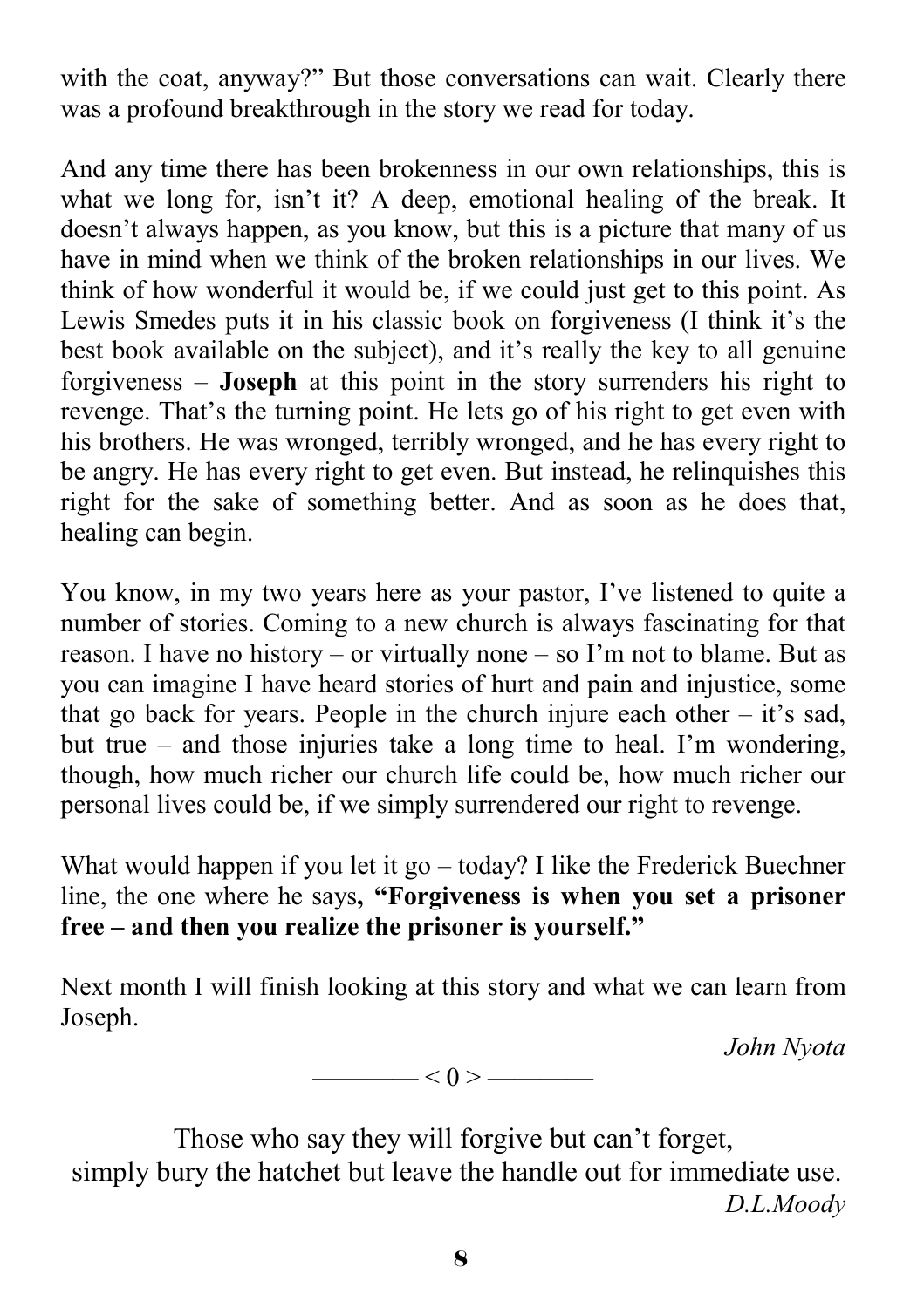with the coat, anyway?" But those conversations can wait. Clearly there was a profound breakthrough in the story we read for today.

And any time there has been brokenness in our own relationships, this is what we long for, isn't it? A deep, emotional healing of the break. It doesn't always happen, as you know, but this is a picture that many of us have in mind when we think of the broken relationships in our lives. We think of how wonderful it would be, if we could just get to this point. As Lewis Smedes puts it in his classic book on forgiveness (I think it's the best book available on the subject), and it's really the key to all genuine forgiveness – **Joseph** at this point in the story surrenders his right to revenge. That's the turning point. He lets go of his right to get even with his brothers. He was wronged, terribly wronged, and he has every right to be angry. He has every right to get even. But instead, he relinquishes this right for the sake of something better. And as soon as he does that, healing can begin.

You know, in my two years here as your pastor, I've listened to quite a number of stories. Coming to a new church is always fascinating for that reason. I have no history – or virtually none – so I'm not to blame. But as you can imagine I have heard stories of hurt and pain and injustice, some that go back for years. People in the church injure each other – it's sad, but true – and those injuries take a long time to heal. I'm wondering, though, how much richer our church life could be, how much richer our personal lives could be, if we simply surrendered our right to revenge.

What would happen if you let it go – today? I like the Frederick Buechner line, the one where he says**, "Forgiveness is when you set a prisoner free – and then you realize the prisoner is yourself."**

Next month I will finish looking at this story and what we can learn from Joseph.

*John Nyota*

———— < 0 > ————

Those who say they will forgive but can't forget,
simply bury the hatchet but leave the handle out for immediate use.

*D.L.Moody*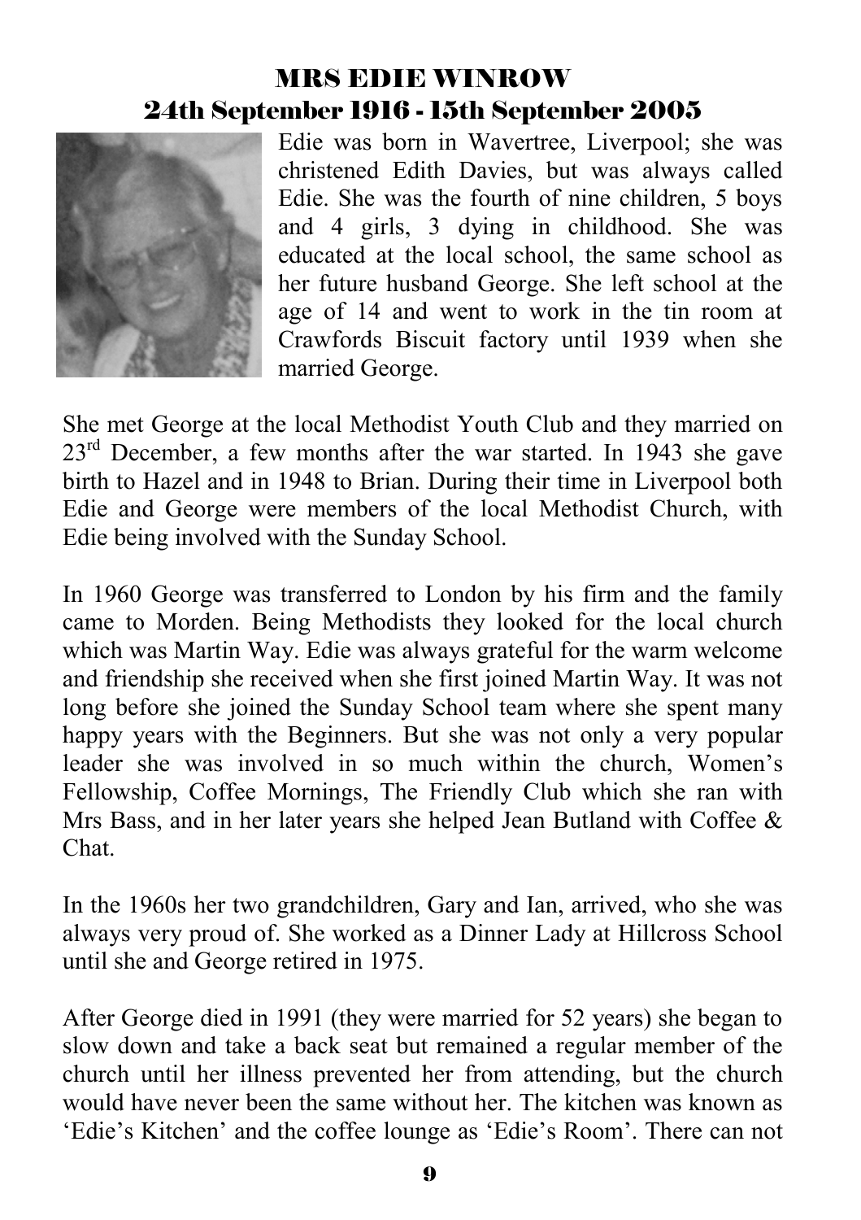## MRS EDIE WINROW

## 24th September 1916 - 15th September 2005

Edie was born in Wavertree, Liverpool; she was christened Edith Davies, but was always called Edie. She was the fourth of nine children, 5 boys and 4 girls, 3 dying in childhood. She was educated at the local school, the same school as her future husband George. She left school at the age of 14 and went to work in the tin room at Crawfords Biscuit factory until 1939 when she married George.

She met George at the local Methodist Youth Club and they married on 23rd December, a few months after the war started. In 1943 she gave birth to Hazel and in 1948 to Brian. During their time in Liverpool both Edie and George were members of the local Methodist Church, with Edie being involved with the Sunday School.

In 1960 George was transferred to London by his firm and the family came to Morden. Being Methodists they looked for the local church which was Martin Way. Edie was always grateful for the warm welcome and friendship she received when she first joined Martin Way. It was not long before she joined the Sunday School team where she spent many happy years with the Beginners. But she was not only a very popular leader she was involved in so much within the church, Women's Fellowship, Coffee Mornings, The Friendly Club which she ran with Mrs Bass, and in her later years she helped Jean Butland with Coffee & Chat.

In the 1960s her two grandchildren, Gary and Ian, arrived, who she was always very proud of. She worked as a Dinner Lady at Hillcross School until she and George retired in 1975.

After George died in 1991 (they were married for 52 years) she began to slow down and take a back seat but remained a regular member of the church until her illness prevented her from attending, but the church would have never been the same without her. The kitchen was known as 'Edie's Kitchen' and the coffee lounge as 'Edie's Room'. There can not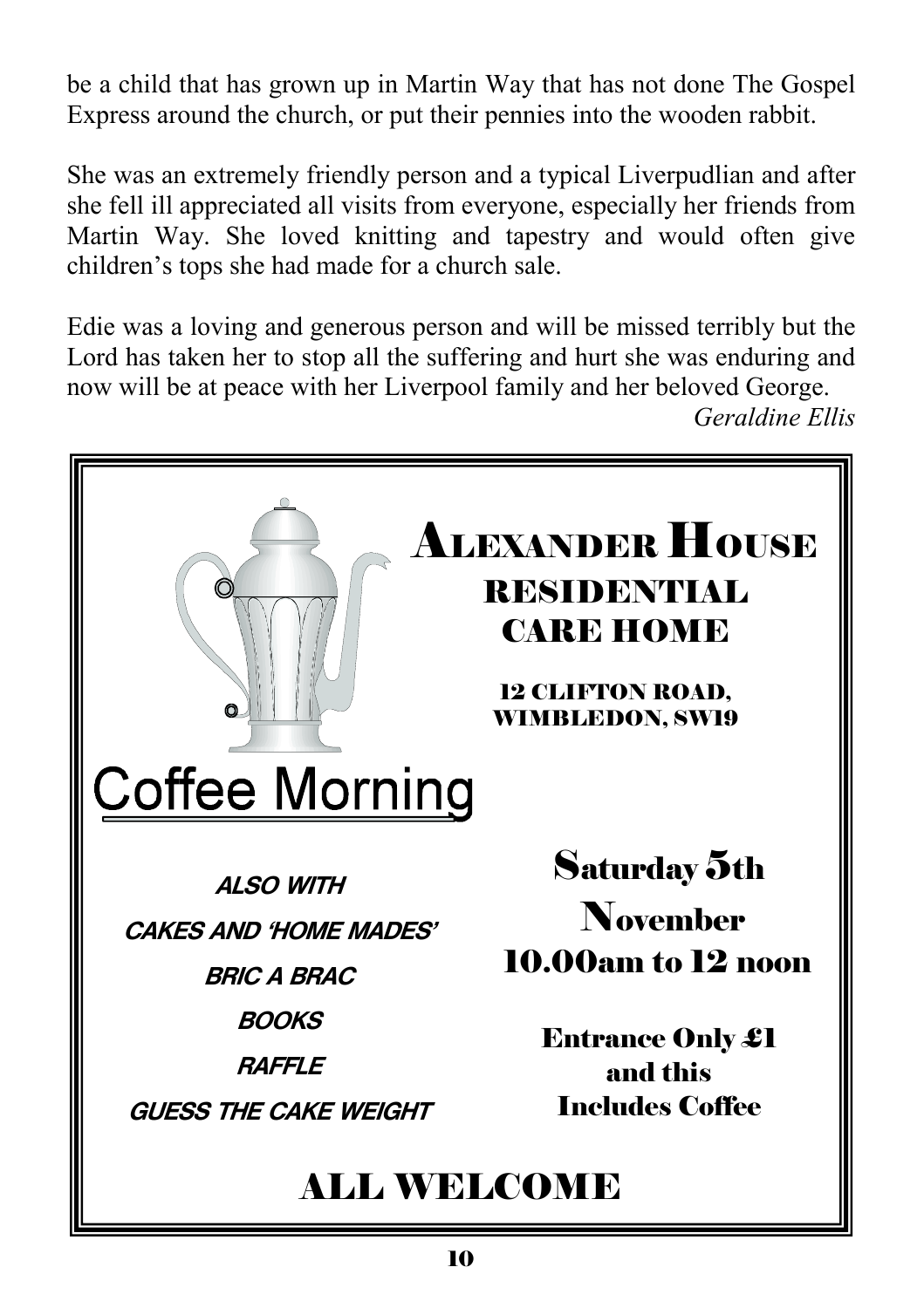be a child that has grown up in Martin Way that has not done The Gospel Express around the church, or put their pennies into the wooden rabbit.

She was an extremely friendly person and a typical Liverpudlian and after she fell ill appreciated all visits from everyone, especially her friends from Martin Way. She loved knitting and tapestry and would often give children's tops she had made for a church sale.

Edie was a loving and generous person and will be missed terribly but the Lord has taken her to stop all the suffering and hurt she was enduring and now will be at peace with her Liverpool family and her beloved George.

*Geraldine Ellis*

---

# ALEXANDER HOUSE

## RESIDENTIAL CARE HOME

12 CLIFTON ROAD,
WIMBLEDON, SW19

## Coffee Morning

**ALSO WITH**

**CAKES AND 'HOME MADES'**

**BRIC A BRAC**

**BOOKS**

**RAFFLE**

**GUESS THE CAKE WEIGHT**

**Saturday 5th November**
**10.00am to 12 noon**

**Entrance Only £1 and this Includes Coffee**

## ALL WELCOME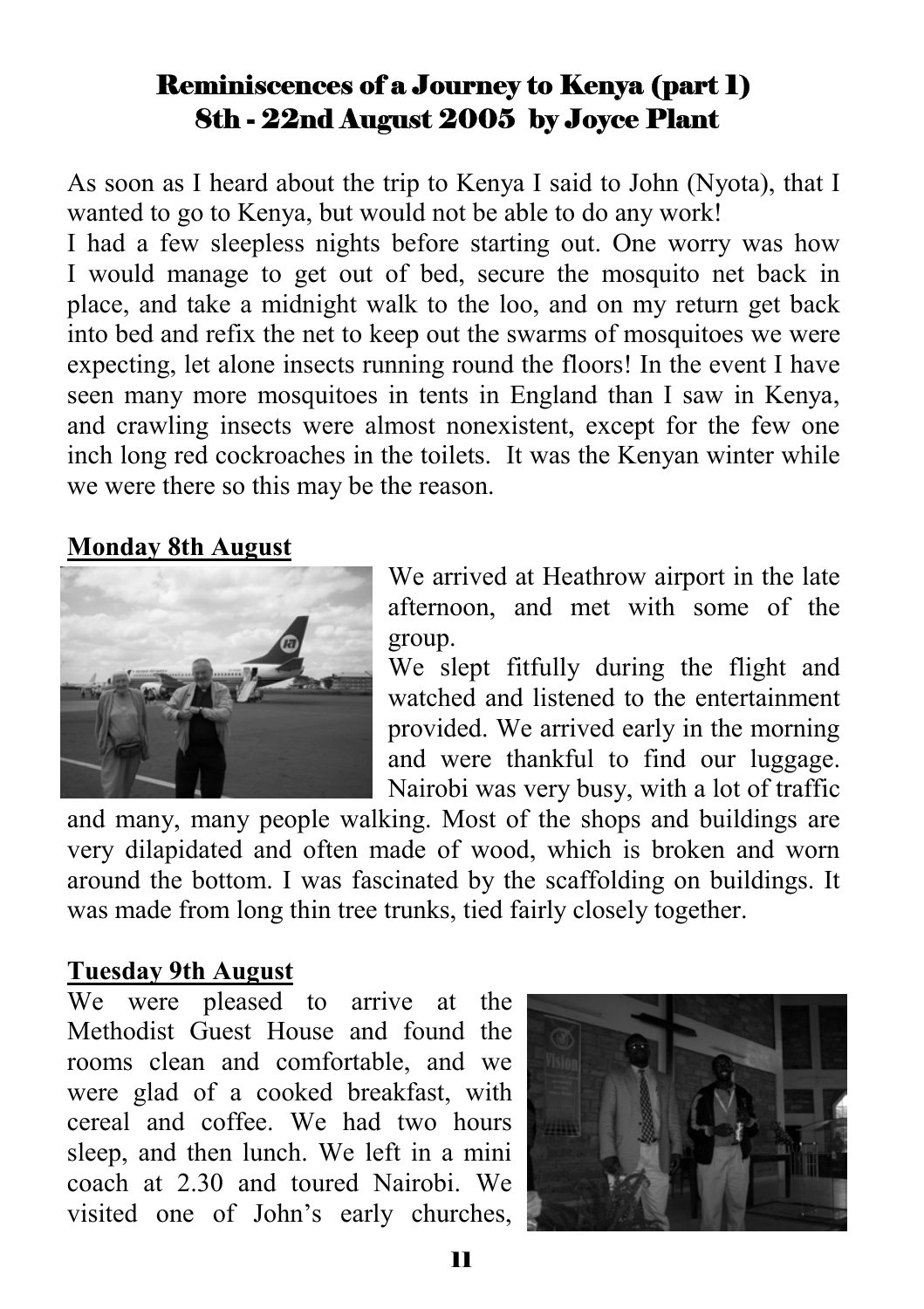# Reminiscences of a Journey to Kenya (part 1)
## 8th - 22nd August 2005 by Joyce Plant

As soon as I heard about the trip to Kenya I said to John (Nyota), that I wanted to go to Kenya, but would not be able to do any work!

I had a few sleepless nights before starting out. One worry was how I would manage to get out of bed, secure the mosquito net back in place, and take a midnight walk to the loo, and on my return get back into bed and refix the net to keep out the swarms of mosquitoes we were expecting, let alone insects running round the floors! In the event I have seen many more mosquitoes in tents in England than I saw in Kenya, and crawling insects were almost nonexistent, except for the few one inch long red cockroaches in the toilets. It was the Kenyan winter while we were there so this may be the reason.

**Monday 8th August**

We arrived at Heathrow airport in the late afternoon, and met with some of the group.

We slept fitfully during the flight and watched and listened to the entertainment provided. We arrived early in the morning and were thankful to find our luggage. Nairobi was very busy, with a lot of traffic and many, many people walking. Most of the shops and buildings are very dilapidated and often made of wood, which is broken and worn around the bottom. I was fascinated by the scaffolding on buildings. It was made from long thin tree trunks, tied fairly closely together.

**Tuesday 9th August**

We were pleased to arrive at the Methodist Guest House and found the rooms clean and comfortable, and we were glad of a cooked breakfast, with cereal and coffee. We had two hours sleep, and then lunch. We left in a mini coach at 2.30 and toured Nairobi. We visited one of John's early churches,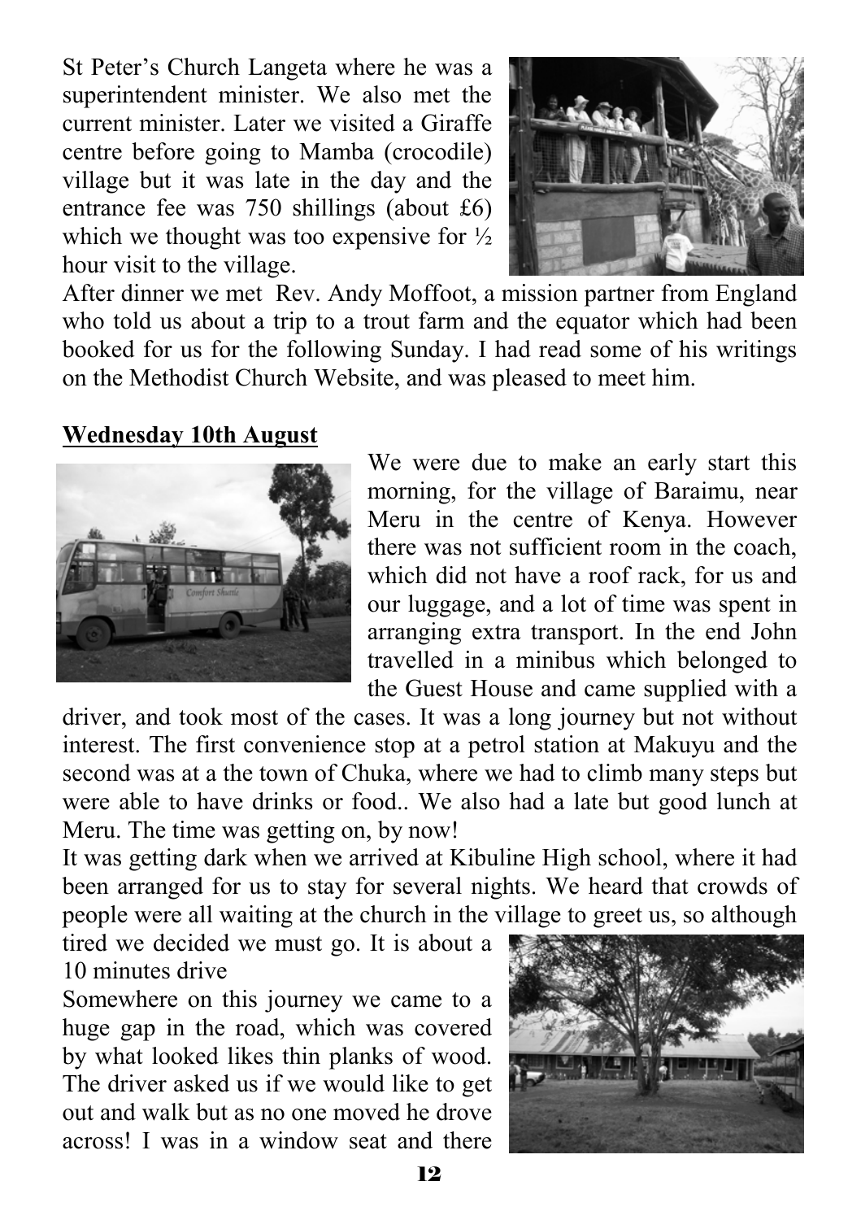St Peter's Church Langeta where he was a superintendent minister. We also met the current minister. Later we visited a Giraffe centre before going to Mamba (crocodile) village but it was late in the day and the entrance fee was 750 shillings (about £6) which we thought was too expensive for ½ hour visit to the village.

After dinner we met Rev. Andy Moffoot, a mission partner from England who told us about a trip to a trout farm and the equator which had been booked for us for the following Sunday. I had read some of his writings on the Methodist Church Website, and was pleased to meet him.

**Wednesday 10th August**

We were due to make an early start this morning, for the village of Baraimu, near Meru in the centre of Kenya. However there was not sufficient room in the coach, which did not have a roof rack, for us and our luggage, and a lot of time was spent in arranging extra transport. In the end John travelled in a minibus which belonged to the Guest House and came supplied with a driver, and took most of the cases. It was a long journey but not without interest. The first convenience stop at a petrol station at Makuyu and the second was at a the town of Chuka, where we had to climb many steps but were able to have drinks or food.. We also had a late but good lunch at Meru. The time was getting on, by now!

It was getting dark when we arrived at Kibuline High school, where it had been arranged for us to stay for several nights. We heard that crowds of people were all waiting at the church in the village to greet us, so although tired we decided we must go. It is about a 10 minutes drive

Somewhere on this journey we came to a huge gap in the road, which was covered by what looked likes thin planks of wood. The driver asked us if we would like to get out and walk but as no one moved he drove across! I was in a window seat and there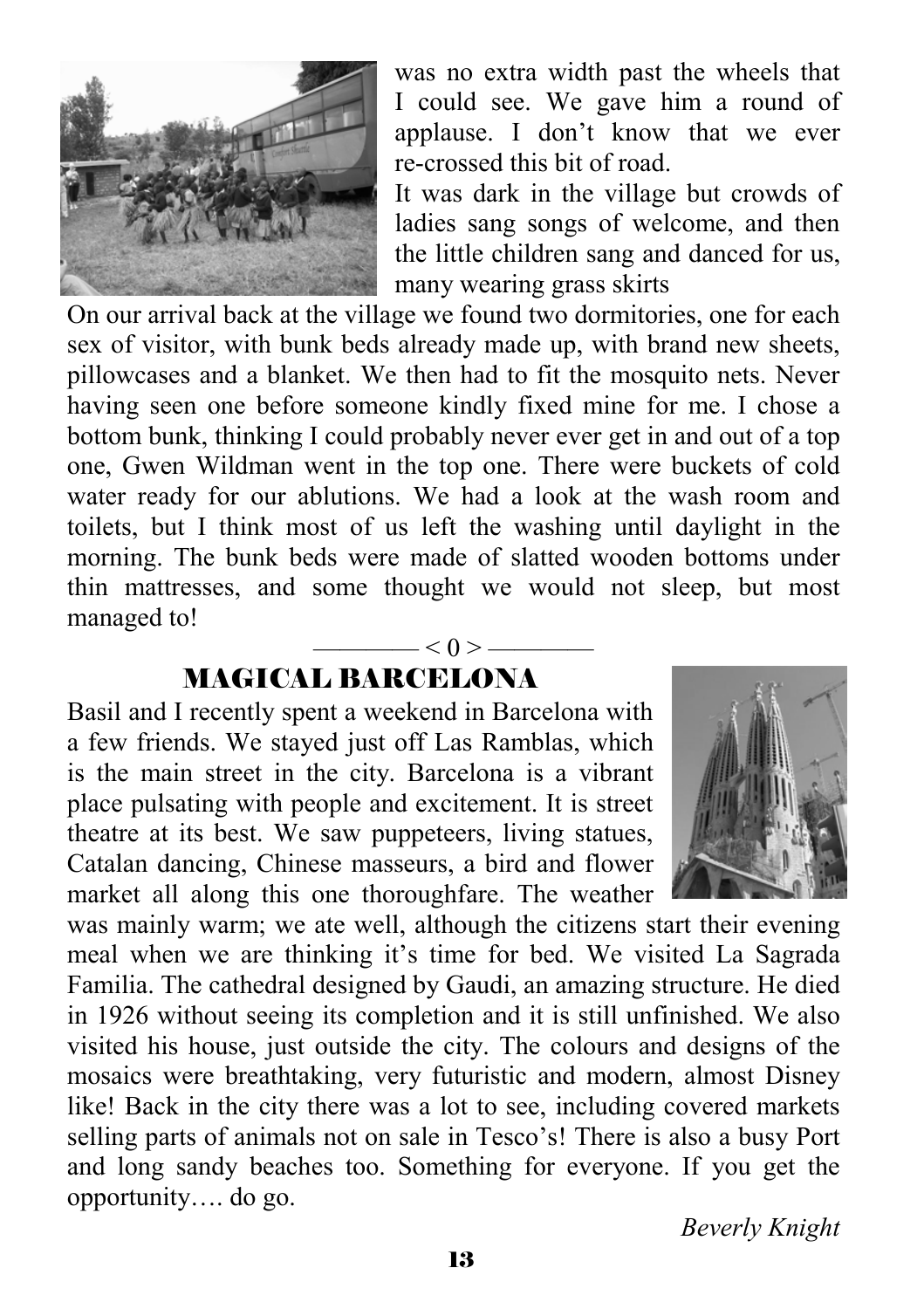was no extra width past the wheels that I could see. We gave him a round of applause. I don't know that we ever re-crossed this bit of road.

It was dark in the village but crowds of ladies sang songs of welcome, and then the little children sang and danced for us, many wearing grass skirts

On our arrival back at the village we found two dormitories, one for each sex of visitor, with bunk beds already made up, with brand new sheets, pillowcases and a blanket. We then had to fit the mosquito nets. Never having seen one before someone kindly fixed mine for me. I chose a bottom bunk, thinking I could probably never ever get in and out of a top one, Gwen Wildman went in the top one. There were buckets of cold water ready for our ablutions. We had a look at the wash room and toilets, but I think most of us left the washing until daylight in the morning. The bunk beds were made of slatted wooden bottoms under thin mattresses, and some thought we would not sleep, but most managed to!

———— < 0 > ————

## MAGICAL BARCELONA

Basil and I recently spent a weekend in Barcelona with a few friends. We stayed just off Las Ramblas, which is the main street in the city. Barcelona is a vibrant place pulsating with people and excitement. It is street theatre at its best. We saw puppeteers, living statues, Catalan dancing, Chinese masseurs, a bird and flower market all along this one thoroughfare. The weather was mainly warm; we ate well, although the citizens start their evening meal when we are thinking it's time for bed. We visited La Sagrada Familia. The cathedral designed by Gaudi, an amazing structure. He died in 1926 without seeing its completion and it is still unfinished. We also visited his house, just outside the city. The colours and designs of the mosaics were breathtaking, very futuristic and modern, almost Disney like! Back in the city there was a lot to see, including covered markets selling parts of animals not on sale in Tesco's! There is also a busy Port and long sandy beaches too. Something for everyone. If you get the opportunity…. do go.

*Beverly Knight*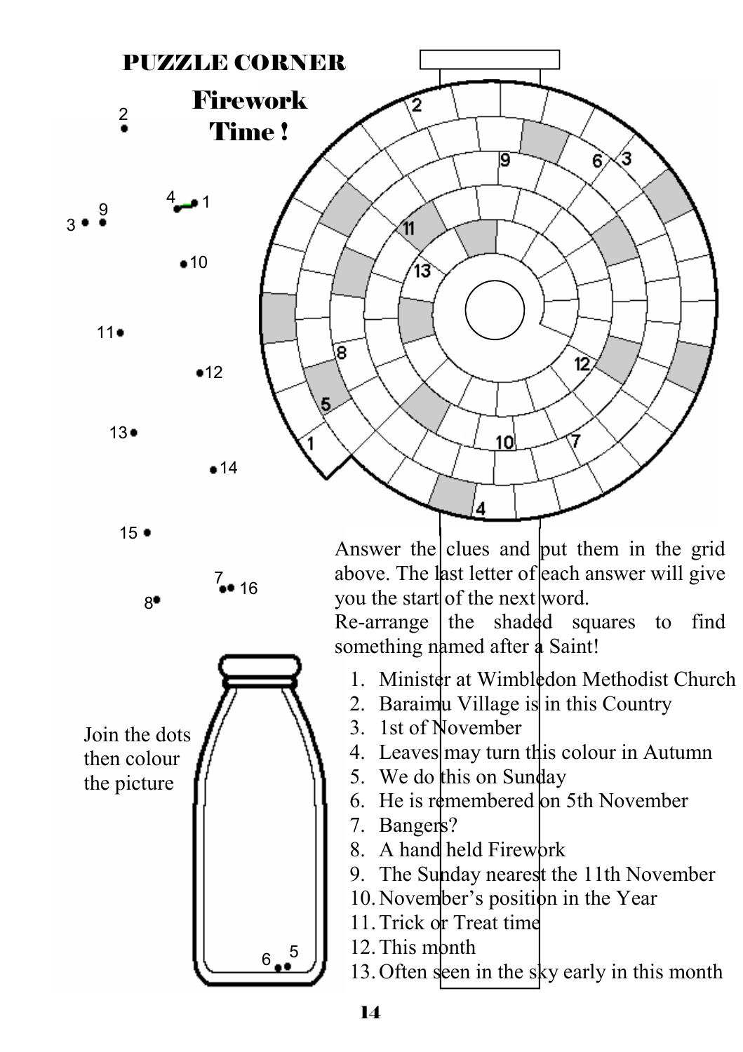# PUZZLE CORNER

## Firework Time !

Join the dots then colour the picture

Answer the clues and put them in the grid above. The last letter of each answer will give you the start of the next word.
Re-arrange the shaded squares to find something named after a Saint!

1. Minister at Wimbledon Methodist Church
2. Baraimu Village is in this Country
3. 1st of November
4. Leaves may turn this colour in Autumn
5. We do this on Sunday
6. He is remembered on 5th November
7. Bangers?
8. A hand held Firework
9. The Sunday nearest the 11th November
10. November's position in the Year
11. Trick or Treat time
12. This month
13. Often seen in the sky early in this month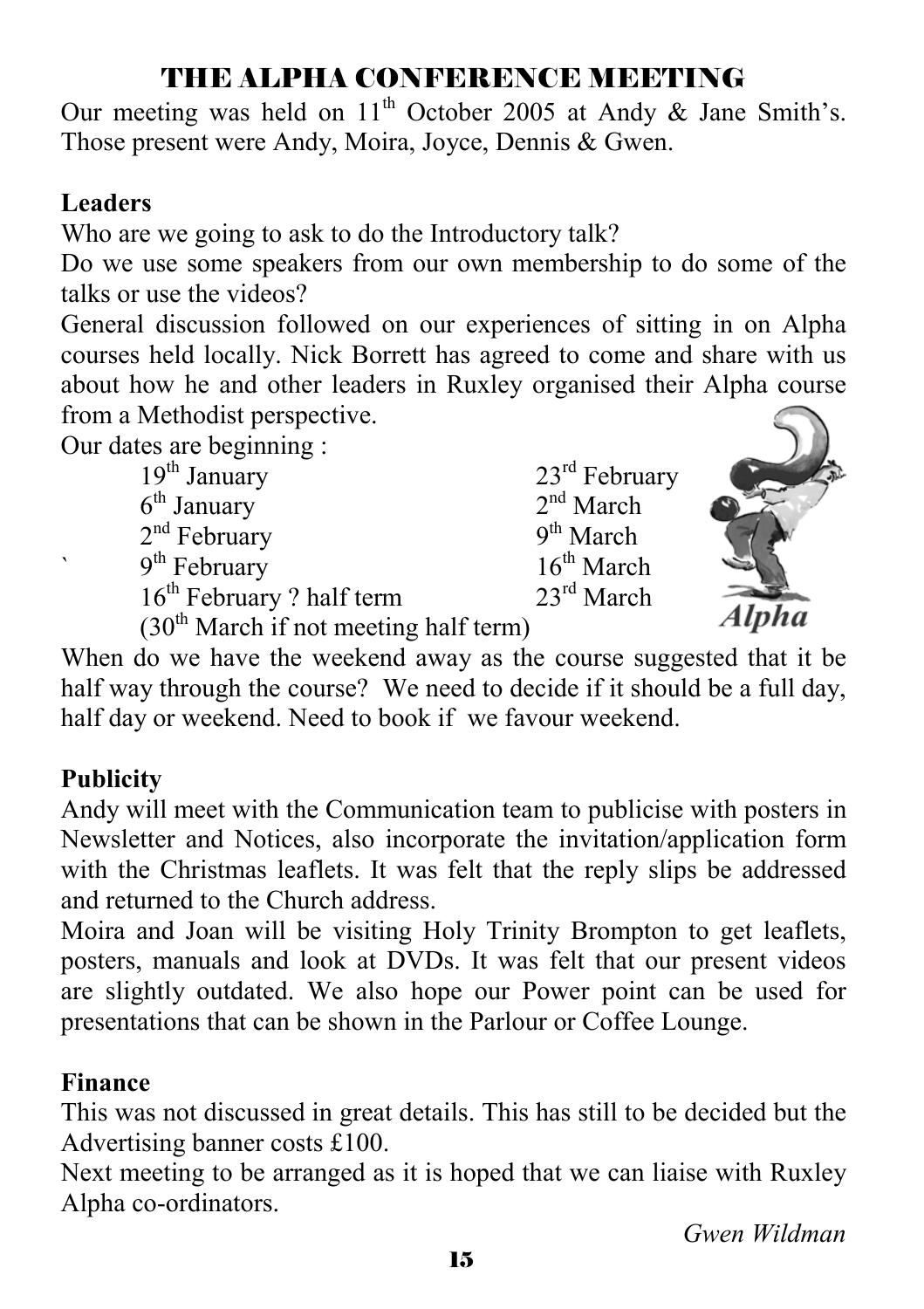# THE ALPHA CONFERENCE MEETING

Our meeting was held on 11th October 2005 at Andy & Jane Smith's. Those present were Andy, Moira, Joyce, Dennis & Gwen.

**Leaders**

Who are we going to ask to do the Introductory talk?

Do we use some speakers from our own membership to do some of the talks or use the videos?

General discussion followed on our experiences of sitting in on Alpha courses held locally. Nick Borrett has agreed to come and share with us about how he and other leaders in Ruxley organised their Alpha course from a Methodist perspective.

Our dates are beginning :

| | |
|---|---|
| 19th January | 23rd February |
| 6th January | 2nd March |
| 2nd February | 9th March |
| 9th February | 16th March |
| 16th February ? half term | 23rd March |

(30th March if not meeting half term)

Alpha

When do we have the weekend away as the course suggested that it be half way through the course? We need to decide if it should be a full day, half day or weekend. Need to book if we favour weekend.

**Publicity**

Andy will meet with the Communication team to publicise with posters in Newsletter and Notices, also incorporate the invitation/application form with the Christmas leaflets. It was felt that the reply slips be addressed and returned to the Church address.

Moira and Joan will be visiting Holy Trinity Brompton to get leaflets, posters, manuals and look at DVDs. It was felt that our present videos are slightly outdated. We also hope our Power point can be used for presentations that can be shown in the Parlour or Coffee Lounge.

**Finance**

This was not discussed in great details. This has still to be decided but the Advertising banner costs £100.

Next meeting to be arranged as it is hoped that we can liaise with Ruxley Alpha co-ordinators.

*Gwen Wildman*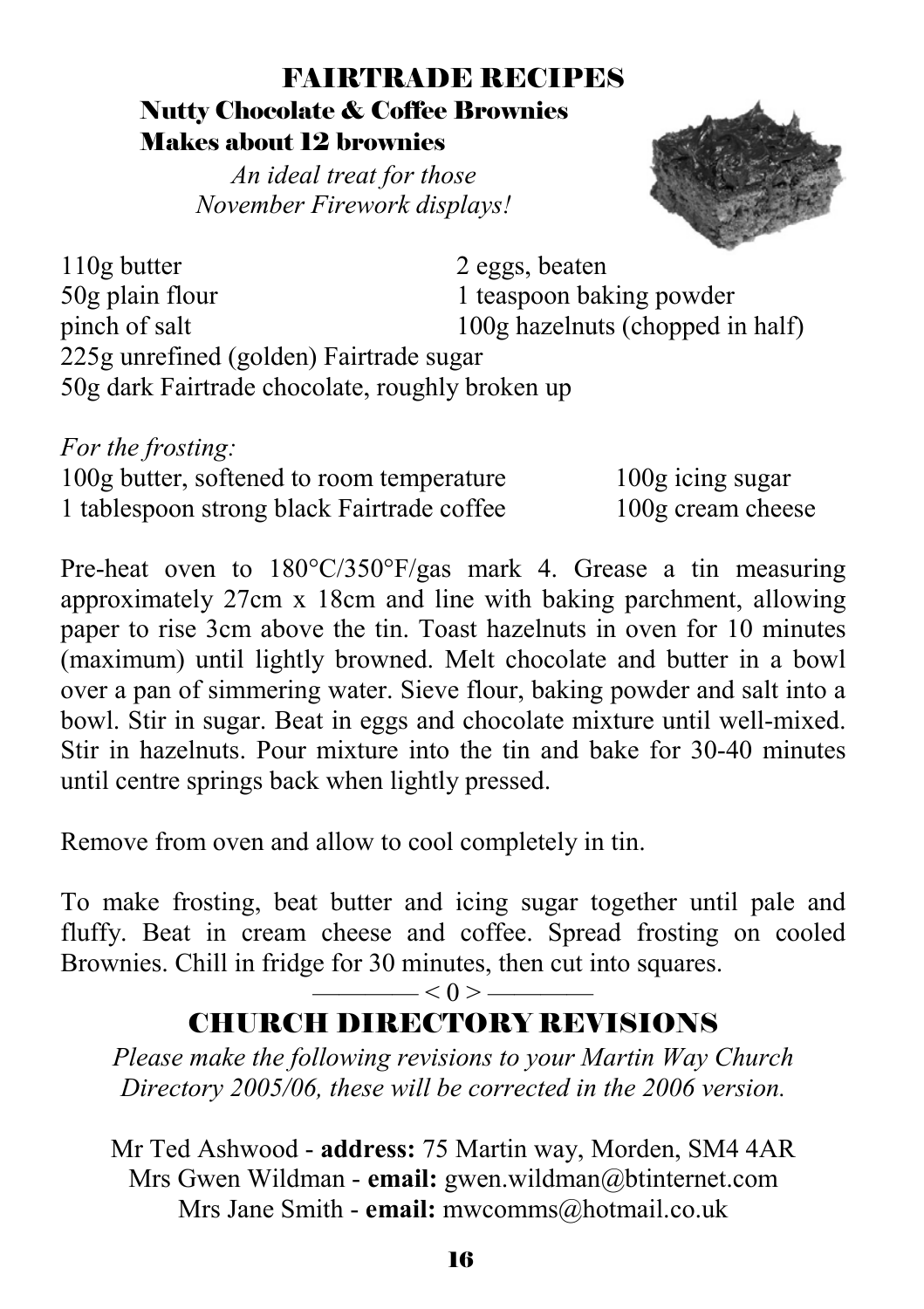# FAIRTRADE RECIPES

## Nutty Chocolate & Coffee Brownies

**Makes about 12 brownies**

*An ideal treat for those November Firework displays!*

110g butter
50g plain flour
pinch of salt
2 eggs, beaten
1 teaspoon baking powder
100g hazelnuts (chopped in half)
225g unrefined (golden) Fairtrade sugar
50g dark Fairtrade chocolate, roughly broken up

*For the frosting:*

100g butter, softened to room temperature
1 tablespoon strong black Fairtrade coffee
100g icing sugar
100g cream cheese

Pre-heat oven to 180°C/350°F/gas mark 4. Grease a tin measuring approximately 27cm x 18cm and line with baking parchment, allowing paper to rise 3cm above the tin. Toast hazelnuts in oven for 10 minutes (maximum) until lightly browned. Melt chocolate and butter in a bowl over a pan of simmering water. Sieve flour, baking powder and salt into a bowl. Stir in sugar. Beat in eggs and chocolate mixture until well-mixed. Stir in hazelnuts. Pour mixture into the tin and bake for 30-40 minutes until centre springs back when lightly pressed.

Remove from oven and allow to cool completely in tin.

To make frosting, beat butter and icing sugar together until pale and fluffy. Beat in cream cheese and coffee. Spread frosting on cooled Brownies. Chill in fridge for 30 minutes, then cut into squares.

——— < 0 > ———

# CHURCH DIRECTORY REVISIONS

*Please make the following revisions to your Martin Way Church Directory 2005/06, these will be corrected in the 2006 version.*

Mr Ted Ashwood - **address:** 75 Martin way, Morden, SM4 4AR
Mrs Gwen Wildman - **email:** gwen.wildman@btinternet.com
Mrs Jane Smith - **email:** mwcomms@hotmail.co.uk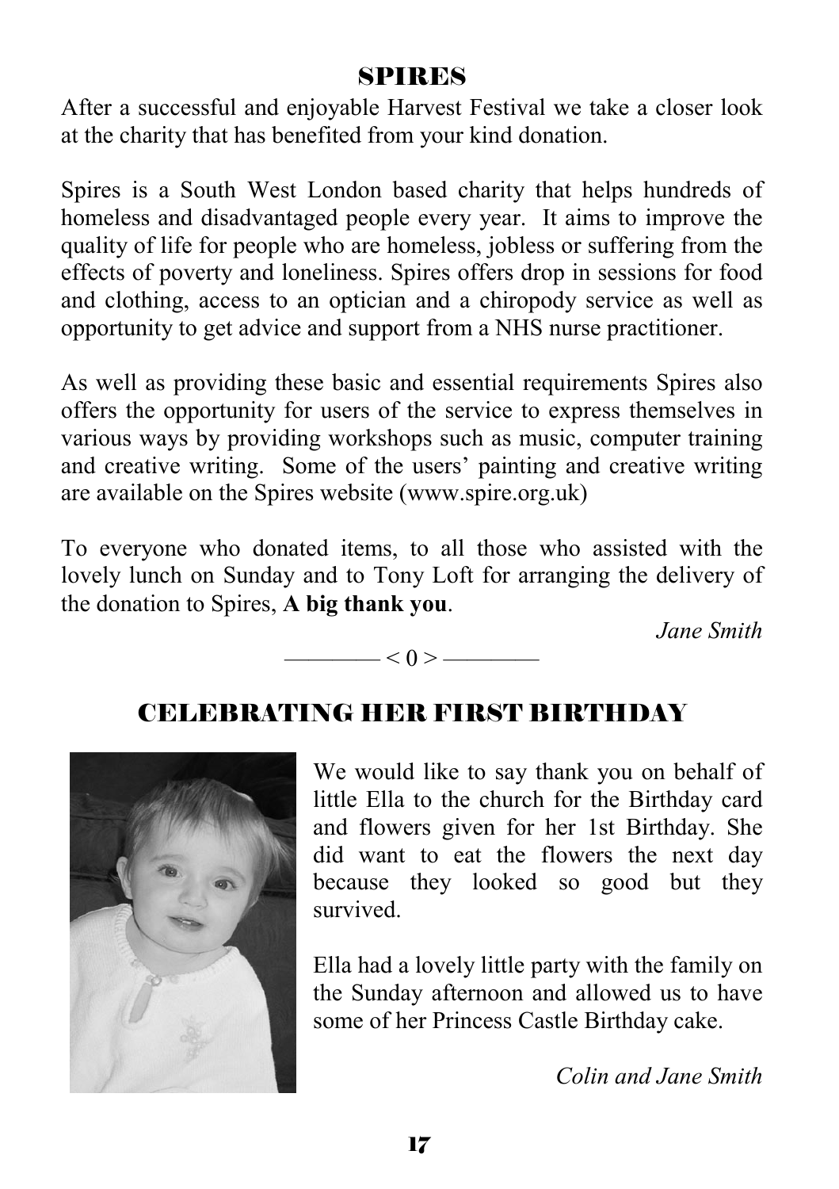## SPIRES

After a successful and enjoyable Harvest Festival we take a closer look at the charity that has benefited from your kind donation.

Spires is a South West London based charity that helps hundreds of homeless and disadvantaged people every year. It aims to improve the quality of life for people who are homeless, jobless or suffering from the effects of poverty and loneliness. Spires offers drop in sessions for food and clothing, access to an optician and a chiropody service as well as opportunity to get advice and support from a NHS nurse practitioner.

As well as providing these basic and essential requirements Spires also offers the opportunity for users of the service to express themselves in various ways by providing workshops such as music, computer training and creative writing. Some of the users' painting and creative writing are available on the Spires website (www.spire.org.uk)

To everyone who donated items, to all those who assisted with the lovely lunch on Sunday and to Tony Loft for arranging the delivery of the donation to Spires, **A big thank you**.

*Jane Smith*

———— < 0 > ————

## CELEBRATING HER FIRST BIRTHDAY

We would like to say thank you on behalf of little Ella to the church for the Birthday card and flowers given for her 1st Birthday. She did want to eat the flowers the next day because they looked so good but they survived.

Ella had a lovely little party with the family on the Sunday afternoon and allowed us to have some of her Princess Castle Birthday cake.

*Colin and Jane Smith*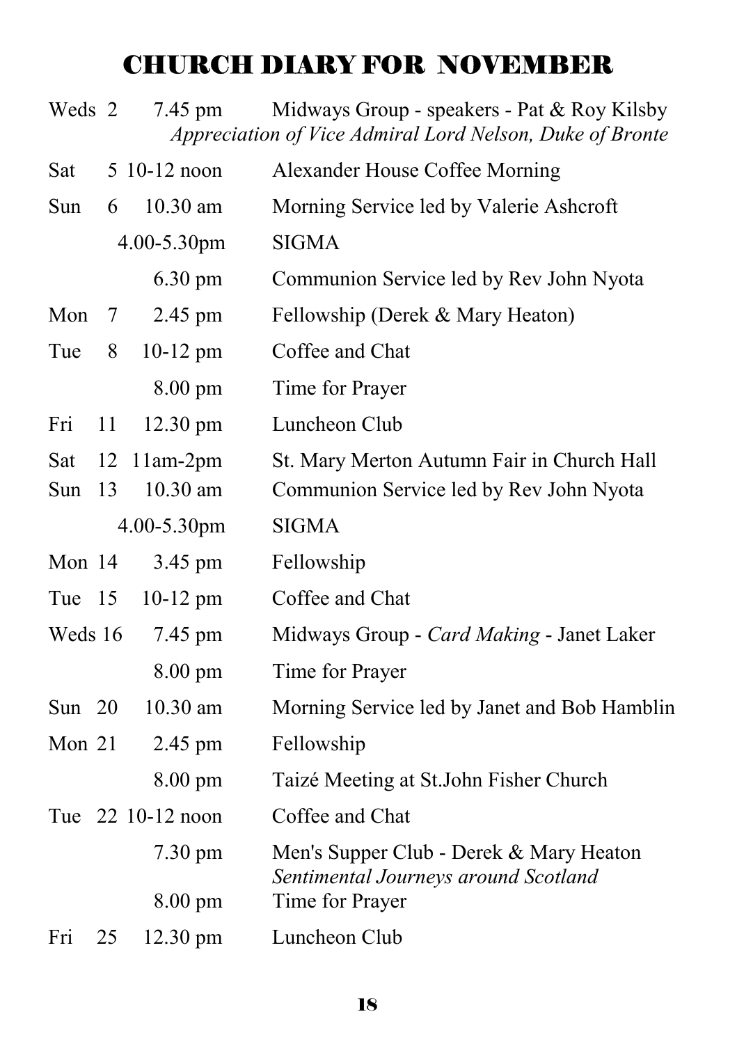# CHURCH DIARY FOR NOVEMBER

| | | |
|---|---|---|
| Weds 2 | 7.45 pm | Midways Group - speakers - Pat & Roy Kilsby *Appreciation of Vice Admiral Lord Nelson, Duke of Bronte* |
| Sat 5 | 10-12 noon | Alexander House Coffee Morning |
| Sun 6 | 10.30 am | Morning Service led by Valerie Ashcroft |
| | 4.00-5.30pm | SIGMA |
| | 6.30 pm | Communion Service led by Rev John Nyota |
| Mon 7 | 2.45 pm | Fellowship (Derek & Mary Heaton) |
| Tue 8 | 10-12 pm | Coffee and Chat |
| | 8.00 pm | Time for Prayer |
| Fri 11 | 12.30 pm | Luncheon Club |
| Sat 12 | 11am-2pm | St. Mary Merton Autumn Fair in Church Hall |
| Sun 13 | 10.30 am | Communion Service led by Rev John Nyota |
| | 4.00-5.30pm | SIGMA |
| Mon 14 | 3.45 pm | Fellowship |
| Tue 15 | 10-12 pm | Coffee and Chat |
| Weds 16 | 7.45 pm | Midways Group - *Card Making* - Janet Laker |
| | 8.00 pm | Time for Prayer |
| Sun 20 | 10.30 am | Morning Service led by Janet and Bob Hamblin |
| Mon 21 | 2.45 pm | Fellowship |
| | 8.00 pm | Taizé Meeting at St.John Fisher Church |
| Tue 22 | 10-12 noon | Coffee and Chat |
| | 7.30 pm | Men's Supper Club - Derek & Mary Heaton *Sentimental Journeys around Scotland* |
| | 8.00 pm | Time for Prayer |
| Fri 25 | 12.30 pm | Luncheon Club |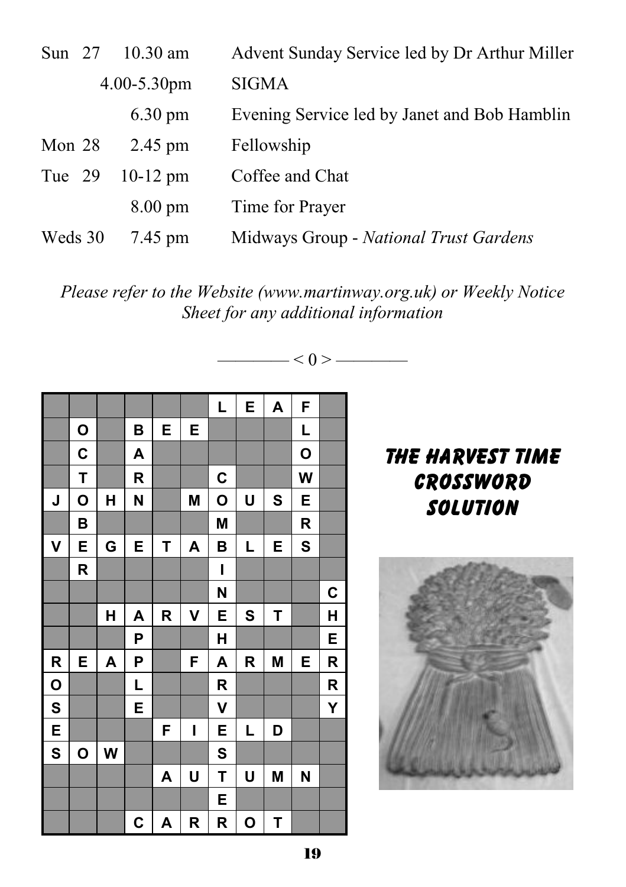| | | | |
|---|---|---|---|
| Sun 27 | 10.30 am | | Advent Sunday Service led by Dr Arthur Miller |
| | 4.00-5.30pm | | SIGMA |
| | 6.30 pm | | Evening Service led by Janet and Bob Hamblin |
| Mon 28 | 2.45 pm | | Fellowship |
| Tue 29 | 10-12 pm | | Coffee and Chat |
| | 8.00 pm | | Time for Prayer |
| Weds 30 | 7.45 pm | | Midways Group - *National Trust Gardens* |

*Please refer to the Website (www.martinway.org.uk) or Weekly Notice Sheet for any additional information*

———— < 0 > ————

## THE HARVEST TIME CROSSWORD SOLUTION

| | | | | | | | | | | |
|---|---|---|---|---|---|---|---|---|---|---|
| | | | | | | L | E | A | F | |
| | O | | B | E | E | | | | L | |
| | C | | A | | | | | | O | |
| | T | | R | | | C | | | W | |
| J | O | H | N | | M | O | U | S | E | |
| | B | | | | | M | | | R | |
| V | E | G | E | T | A | B | L | E | S | |
| | R | | | | | I | | | | |
| | | | | | | N | | | | C |
| | | H | A | R | V | E | S | T | | H |
| | | | P | | | H | | | | E |
| R | E | A | P | | F | A | R | M | E | R |
| O | | | L | | | R | | | | R |
| S | | | E | | | V | | | | Y |
| E | | | | F | I | E | L | D | | |
| S | O | W | | | | S | | | | |
| | | | | A | U | T | U | M | N | |
| | | | | | | E | | | | |
| | | | C | A | R | R | O | T | | |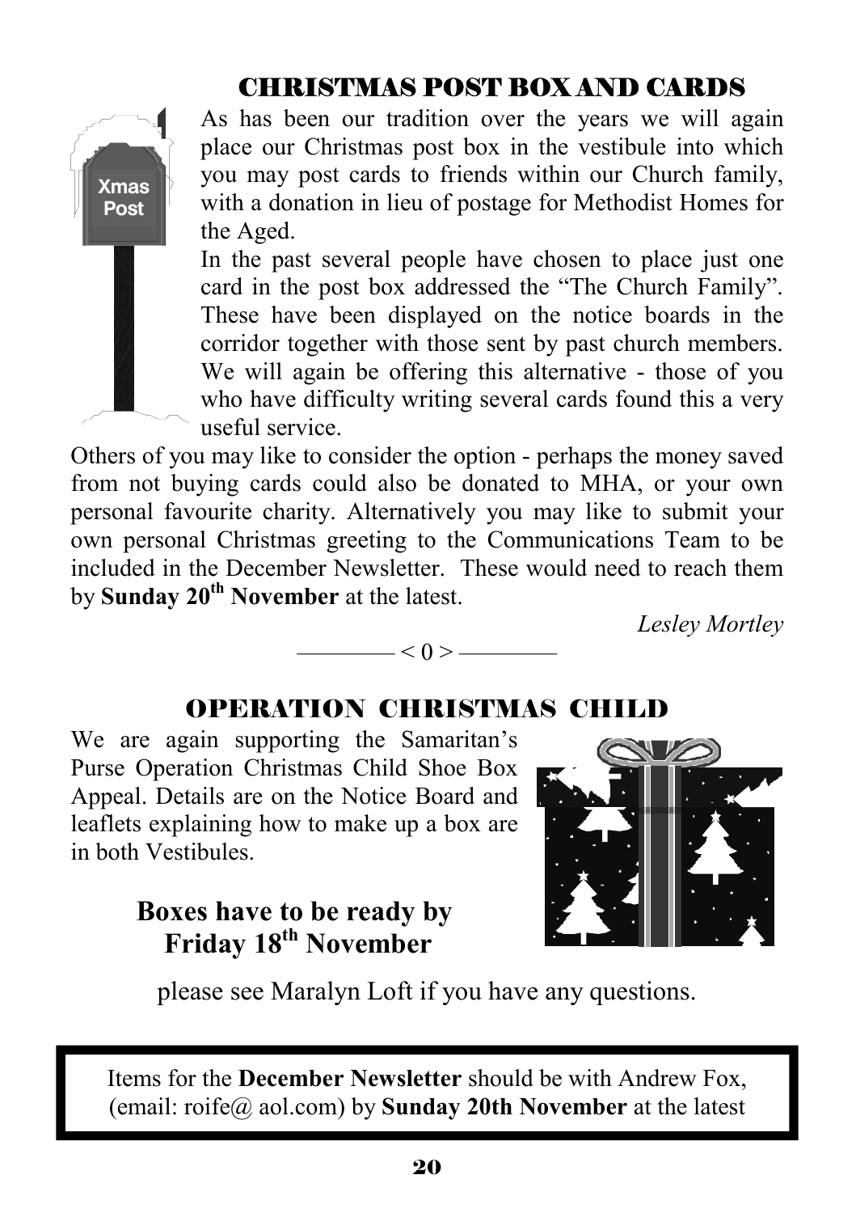## CHRISTMAS POST BOX AND CARDS

As has been our tradition over the years we will again place our Christmas post box in the vestibule into which you may post cards to friends within our Church family, with a donation in lieu of postage for Methodist Homes for the Aged.

In the past several people have chosen to place just one card in the post box addressed the "The Church Family". These have been displayed on the notice boards in the corridor together with those sent by past church members. We will again be offering this alternative - those of you who have difficulty writing several cards found this a very useful service.

Others of you may like to consider the option - perhaps the money saved from not buying cards could also be donated to MHA, or your own personal favourite charity. Alternatively you may like to submit your own personal Christmas greeting to the Communications Team to be included in the December Newsletter. These would need to reach them by **Sunday 20th November** at the latest.

*Lesley Mortley*

———— < 0 > ————

## OPERATION CHRISTMAS CHILD

We are again supporting the Samaritan's Purse Operation Christmas Child Shoe Box Appeal. Details are on the Notice Board and leaflets explaining how to make up a box are in both Vestibules.

**Boxes have to be ready by Friday 18th November**

please see Maralyn Loft if you have any questions.

Items for the **December Newsletter** should be with Andrew Fox, (email: roife@ aol.com) by **Sunday 20th November** at the latest